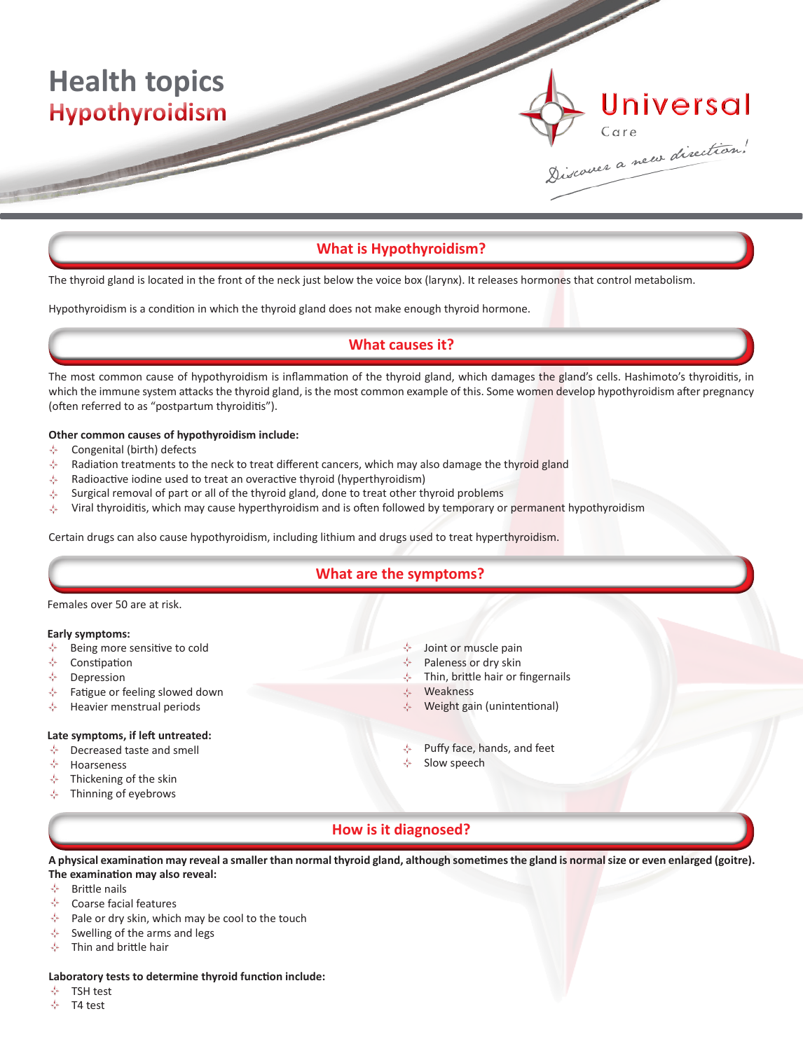# Health topics
## Hypothyroidism

Universal Care

*Discover a new direction!*

## What is Hypothyroidism?

The thyroid gland is located in the front of the neck just below the voice box (larynx). It releases hormones that control metabolism.

Hypothyroidism is a condition in which the thyroid gland does not make enough thyroid hormone.

## What causes it?

The most common cause of hypothyroidism is inflammation of the thyroid gland, which damages the gland's cells. Hashimoto's thyroiditis, in which the immune system attacks the thyroid gland, is the most common example of this. Some women develop hypothyroidism after pregnancy (often referred to as "postpartum thyroiditis").

**Other common causes of hypothyroidism include:**

- Congenital (birth) defects
- Radiation treatments to the neck to treat different cancers, which may also damage the thyroid gland
- Radioactive iodine used to treat an overactive thyroid (hyperthyroidism)
- Surgical removal of part or all of the thyroid gland, done to treat other thyroid problems
- Viral thyroiditis, which may cause hyperthyroidism and is often followed by temporary or permanent hypothyroidism

Certain drugs can also cause hypothyroidism, including lithium and drugs used to treat hyperthyroidism.

## What are the symptoms?

Females over 50 are at risk.

**Early symptoms:**

- Being more sensitive to cold
- Constipation
- Depression
- Fatigue or feeling slowed down
- Heavier menstrual periods
- Joint or muscle pain
- Paleness or dry skin
- Thin, brittle hair or fingernails
- Weakness
- Weight gain (unintentional)

**Late symptoms, if left untreated:**

- Decreased taste and smell
- Hoarseness
- Thickening of the skin
- Thinning of eyebrows
- Puffy face, hands, and feet
- Slow speech

## How is it diagnosed?

**A physical examination may reveal a smaller than normal thyroid gland, although sometimes the gland is normal size or even enlarged (goitre). The examination may also reveal:**

- Brittle nails
- Coarse facial features
- Pale or dry skin, which may be cool to the touch
- Swelling of the arms and legs
- Thin and brittle hair

**Laboratory tests to determine thyroid function include:**

- TSH test
- T4 test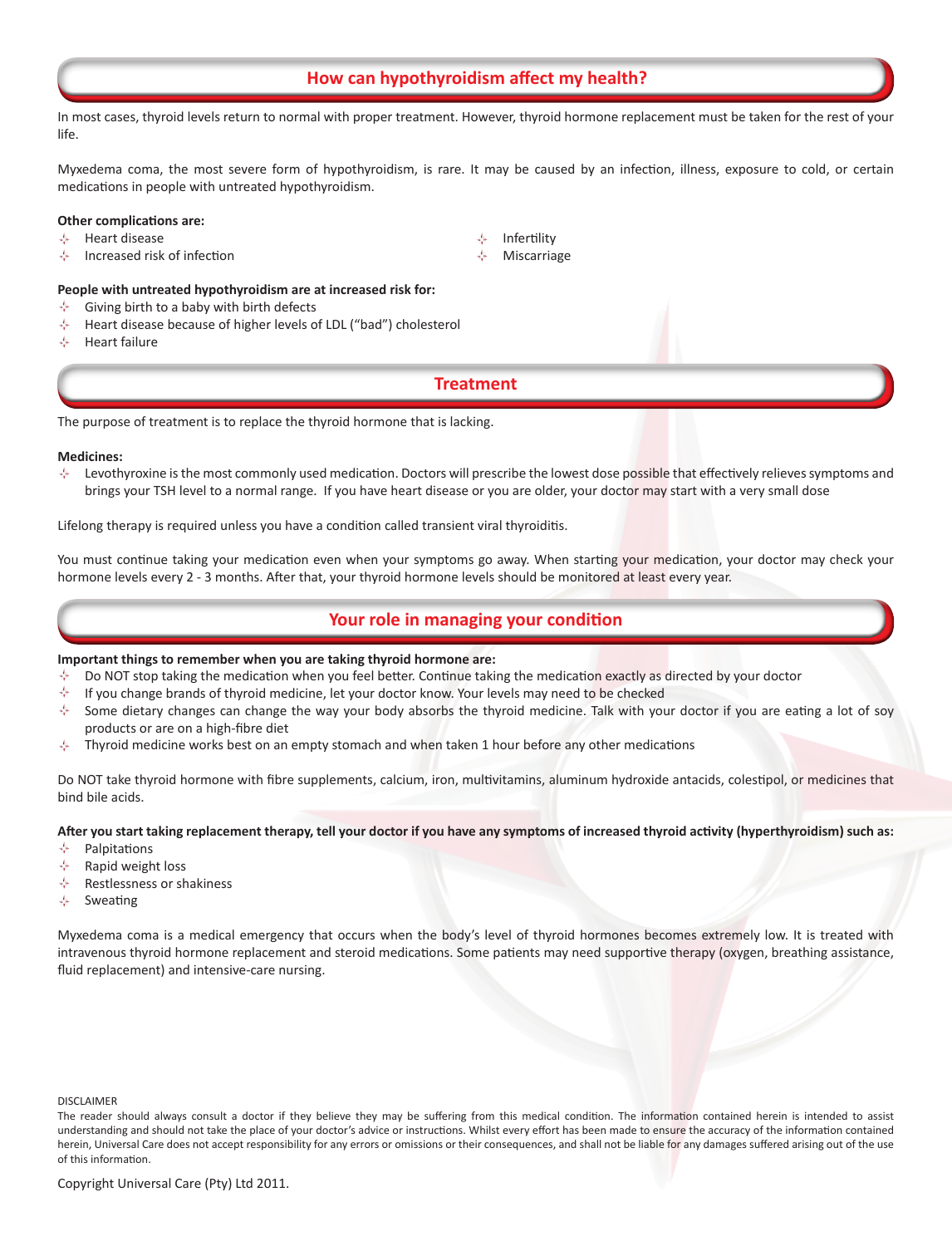## How can hypothyroidism affect my health?

In most cases, thyroid levels return to normal with proper treatment. However, thyroid hormone replacement must be taken for the rest of your life.

Myxedema coma, the most severe form of hypothyroidism, is rare. It may be caused by an infection, illness, exposure to cold, or certain medications in people with untreated hypothyroidism.

**Other complications are:**

- Heart disease
- Increased risk of infection
- Infertility
- Miscarriage

**People with untreated hypothyroidism are at increased risk for:**

- Giving birth to a baby with birth defects
- Heart disease because of higher levels of LDL ("bad") cholesterol
- Heart failure

## Treatment

The purpose of treatment is to replace the thyroid hormone that is lacking.

**Medicines:**

- Levothyroxine is the most commonly used medication. Doctors will prescribe the lowest dose possible that effectively relieves symptoms and brings your TSH level to a normal range. If you have heart disease or you are older, your doctor may start with a very small dose

Lifelong therapy is required unless you have a condition called transient viral thyroiditis.

You must continue taking your medication even when your symptoms go away. When starting your medication, your doctor may check your hormone levels every 2 - 3 months. After that, your thyroid hormone levels should be monitored at least every year.

## Your role in managing your condition

**Important things to remember when you are taking thyroid hormone are:**

- Do NOT stop taking the medication when you feel better. Continue taking the medication exactly as directed by your doctor
- If you change brands of thyroid medicine, let your doctor know. Your levels may need to be checked
- Some dietary changes can change the way your body absorbs the thyroid medicine. Talk with your doctor if you are eating a lot of soy products or are on a high-fibre diet
- Thyroid medicine works best on an empty stomach and when taken 1 hour before any other medications

Do NOT take thyroid hormone with fibre supplements, calcium, iron, multivitamins, aluminum hydroxide antacids, colestipol, or medicines that bind bile acids.

**After you start taking replacement therapy, tell your doctor if you have any symptoms of increased thyroid activity (hyperthyroidism) such as:**

- Palpitations
- Rapid weight loss
- Restlessness or shakiness
- Sweating

Myxedema coma is a medical emergency that occurs when the body's level of thyroid hormones becomes extremely low. It is treated with intravenous thyroid hormone replacement and steroid medications. Some patients may need supportive therapy (oxygen, breathing assistance, fluid replacement) and intensive-care nursing.

DISCLAIMER

The reader should always consult a doctor if they believe they may be suffering from this medical condition. The information contained herein is intended to assist understanding and should not take the place of your doctor's advice or instructions. Whilst every effort has been made to ensure the accuracy of the information contained herein, Universal Care does not accept responsibility for any errors or omissions or their consequences, and shall not be liable for any damages suffered arising out of the use of this information.

Copyright Universal Care (Pty) Ltd 2011.